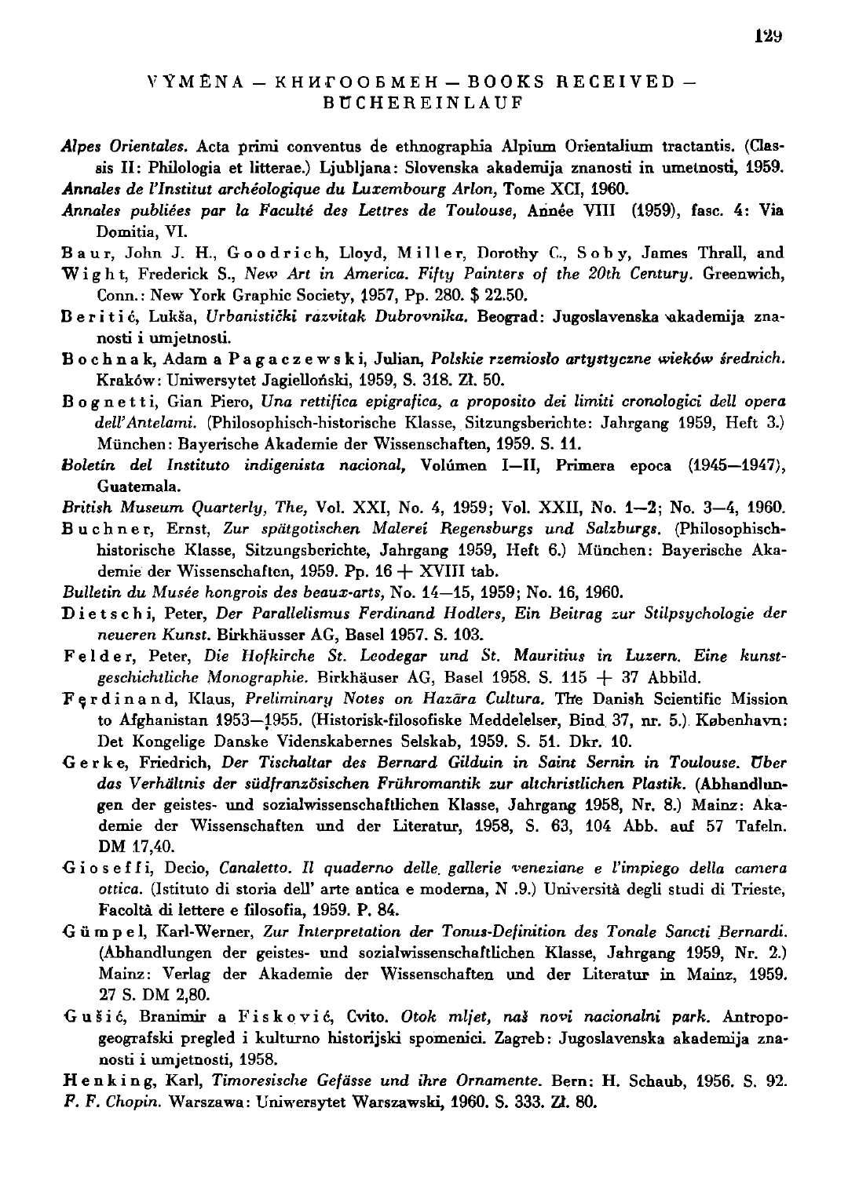# VÝMĚNA — КНИГООБМЕН — BOOKS RECEIVED — BÜCHEREINLAUF

*Alpes Orientales.* Acta primi conventus de ethnographia Alpium Orientalium tractantis. (Classis II: Philologia et litterae.) Ljubljana: Slovenska akademija znanosti in umetnosti, 1959.

*Annales de l'Institut archéologique du Luxembourg Arlon,* Tome XCI, 1960.

*Annales publiées par la Faculté des Lettres de Toulouse,* Année VIII (1959), fasc. 4: Via Domitia, VI.

Baur, John J. H., Goodrich, Lloyd, Miller, Dorothy C., Soby, James Thrall, and Wight, Frederick S., *New Art in America. Fifty Painters of the 20th Century.* Greenwich, Conn.: New York Graphic Society, 1957, Pp. 280. $ 22.50.

Beritić, Lukša, *Urbanistički razvitak Dubrovnika.* Beograd: Jugoslavenska akademija znanosti i umjetnosti.

Bochnak, Adam a Pagaczewski, Julian, *Polskie rzemioslo artystyczne wieków średnich.* Kraków: Uniwersytet Jagielloński, 1959, S. 318. Zł. 50.

Bognetti, Gian Piero, *Una rettifica epigrafica, a proposito dei limiti cronologici dell opera dell'Antelami.* (Philosophisch-historische Klasse, Sitzungsberichte: Jahrgang 1959, Heft 3.) München: Bayerische Akademie der Wissenschaften, 1959. S. 11.

*Boletín del Instituto indigenista nacional,* Volúmen I—II, Primera epoca (1945—1947), Guatemala.

*British Museum Quarterly, The,* Vol. XXI, No. 4, 1959; Vol. XXII, No. 1—2; No. 3—4, 1960.

Buchner, Ernst, *Zur spätgotischen Malerei Regensburgs und Salzburgs.* (Philosophisch-historische Klasse, Sitzungsberichte, Jahrgang 1959, Heft 6.) München: Bayerische Akademie der Wissenschaften, 1959. Pp. 16 + XVIII tab.

*Bulletin du Musée hongrois des beaux-arts,* No. 14—15, 1959; No. 16, 1960.

Dietschi, Peter, *Der Parallelismus Ferdinand Hodlers, Ein Beitrag zur Stilpsychologie der neueren Kunst.* Birkhäusser AG, Basel 1957. S. 103.

Felder, Peter, *Die Hofkirche St. Leodegar und St. Mauritius in Luzern. Eine kunstgeschichtliche Monographie.* Birkhäuser AG, Basel 1958. S. 115 + 37 Abbild.

Fęrdinand, Klaus, *Preliminary Notes on Hazāra Cultura.* The Danish Scientific Mission to Afghanistan 1953—1955. (Historisk-filosofiske Meddelelser, Bind 37, nr. 5.) København: Det Kongelige Danske Videnskabernes Selskab, 1959. S. 51. Dkr. 10.

Gerke, Friedrich, *Der Tischaltar des Bernard Gilduin in Saint Sernin in Toulouse. Über das Verhältnis der südfranzösischen Frühromantik zur altchristlichen Plastik.* (Abhandlungen der geistes- und sozialwissenschaftlichen Klasse, Jahrgang 1958, Nr. 8.) Mainz: Akademie der Wissenschaften und der Literatur, 1958, S. 63, 104 Abb. auf 57 Tafeln. DM 17,40.

Gioseffi, Decio, *Canaletto. Il quaderno delle gallerie veneziane e l'impiego della camera ottica.* (Istituto di storia dell' arte antica e moderna, N .9.) Università degli studi di Trieste, Facoltà di lettere e filosofia, 1959. P. 84.

Gümpel, Karl-Werner, *Zur Interpretation der Tonus-Definition des Tonale Sancti Bernardi.* (Abhandlungen der geistes- und sozialwissenschaftlichen Klasse, Jahrgang 1959, Nr. 2.) Mainz: Verlag der Akademie der Wissenschaften und der Literatur in Mainz, 1959. 27 S. DM 2,80.

Gušić, Branimir a Fisković, Cvito. *Otok mljet, naš novi nacionalni park.* Antropogeografski pregled i kulturno historijski spomenici. Zagreb: Jugoslavenska akademija znanosti i umjetnosti, 1958.

Henking, Karl, *Timoresische Gefässe und ihre Ornamente.* Bern: H. Schaub, 1956. S. 92.

*F. F. Chopin.* Warszawa: Uniwersytet Warszawski, 1960. S. 333. Zł. 80.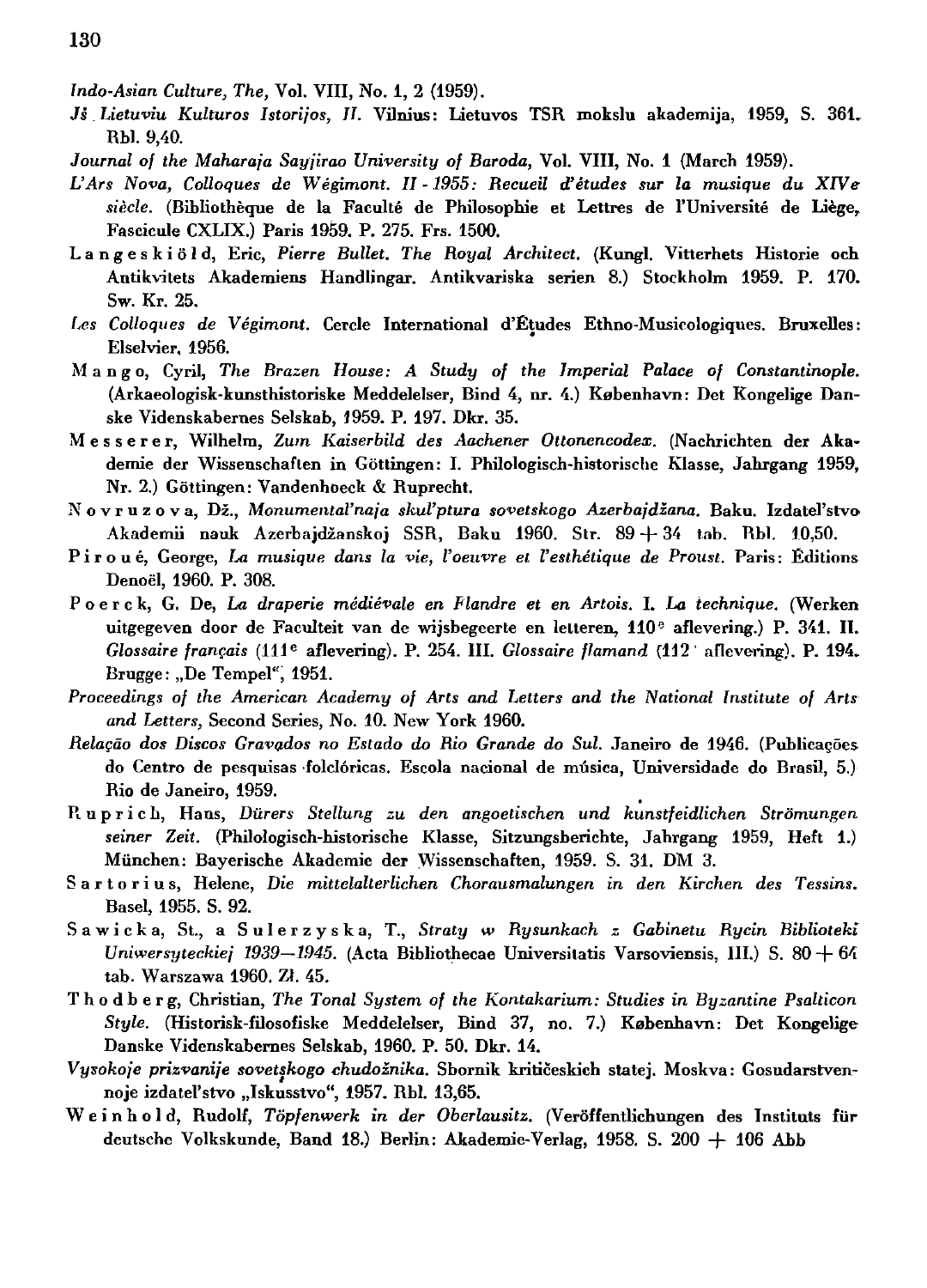*Indo-Asian Culture, The*, Vol. VIII, No. 1, 2 (1959).

*Iš Lietuviu Kulturos Istorijos, II.* Vilnius: Lietuvos TSR mokslu akademija, 1959, S. 361. Rbl. 9,40.

*Journal of the Maharaja Sayjirao University of Baroda*, Vol. VIII, No. 1 (March 1959).

*L'Ars Nova, Colloques de Wégimont. II - 1955: Recueil d'études sur la musique du XIVe siècle.* (Bibliothèque de la Faculté de Philosophie et Lettres de l'Université de Liège, Fascicule CXLIX.) Paris 1959. P. 275. Frs. 1500.

Langeskiöld, Eric, *Pierre Bullet. The Royal Architect.* (Kungl. Vitterhets Historie och Antikvitets Akademiens Handlingar. Antikvariska serien 8.) Stockholm 1959. P. 170. Sw. Kr. 25.

*Les Colloques de Végimont.* Cercle International d'Études Ethno-Musicologiques. Bruxelles: Elselvier, 1956.

Mango, Cyril, *The Brazen House: A Study of the Imperial Palace of Constantinople.* (Arkaeologisk-kunsthistoriske Meddelelser, Bind 4, nr. 4.) København: Det Kongelige Danske Videnskabernes Selskab, 1959. P. 197. Dkr. 35.

Messerer, Wilhelm, *Zum Kaiserbild des Aachener Ottonencodex.* (Nachrichten der Akademie der Wissenschaften in Göttingen: I. Philologisch-historische Klasse, Jahrgang 1959, Nr. 2.) Göttingen: Vandenhoeck & Ruprecht.

Novruzova, Dž., *Monumental'naja skul'ptura sovetskogo Azerbajdžana.* Baku. Izdatel'stvo Akademii nauk Azerbajdžanskoj SSR, Baku 1960. Str. 89 + 34 tab. Rbl. 10,50.

Piroué, George, *La musique dans la vie, l'oeuvre et l'esthétique de Proust.* Paris: Éditions Denoël, 1960. P. 308.

Poerck, G. De, *La draperie médiévale en Flandre et en Artois. I. La technique.* (Werken uitgegeven door de Faculteit van de wijsbegeerte en letteren, 110e aflevering.) P. 341. II. *Glossaire français* (111e aflevering). P. 254. III. *Glossaire flamand* (112e aflevering). P. 194. Brugge: „De Tempel", 1951.

*Proceedings of the American Academy of Arts and Letters and the National Institute of Arts and Letters*, Second Series, No. 10. New York 1960.

*Relação dos Discos Gravados no Estado do Rio Grande do Sul.* Janeiro de 1946. (Publicações do Centro de pesquisas folclóricas. Escola nacional de música, Universidade do Brasil, 5.) Rio de Janeiro, 1959.

Ruprich, Hans, *Dürers Stellung zu den angoetischen und kunstfeidlichen Strömungen seiner Zeit.* (Philologisch-historische Klasse, Sitzungsberichte, Jahrgang 1959, Heft 1.) München: Bayerische Akademie der Wissenschaften, 1959. S. 31. DM 3.

Sartorius, Helene, *Die mittelalterlichen Chorausmalungen in den Kirchen des Tessins.* Basel, 1955. S. 92.

Sawicka, St., a Sulerzyska, T., *Straty w Rysunkach z Gabinetu Rycin Biblioteki Uniwersyteckiej 1939—1945.* (Acta Bibliothecae Universitatis Varsoviensis, III.) S. 80 + 64 tab. Warszawa 1960. Zł. 45.

Thodberg, Christian, *The Tonal System of the Kontakarium: Studies in Byzantine Psalticon Style.* (Historisk-filosofiske Meddelelser, Bind 37, no. 7.) København: Det Kongelige Danske Videnskabernes Selskab, 1960. P. 50. Dkr. 14.

*Vysokoje prizvanije sovetskogo chudožnika.* Sbornik kritičeskich statej. Moskva: Gosudarstvennoje izdatel'stvo „Iskusstvo", 1957. Rbl. 13,65.

Weinhold, Rudolf, *Töpfenwerk in der Oberlausitz.* (Veröffentlichungen des Instituts für deutsche Volkskunde, Band 18.) Berlin: Akademie-Verlag, 1958. S. 200 + 106 Abb